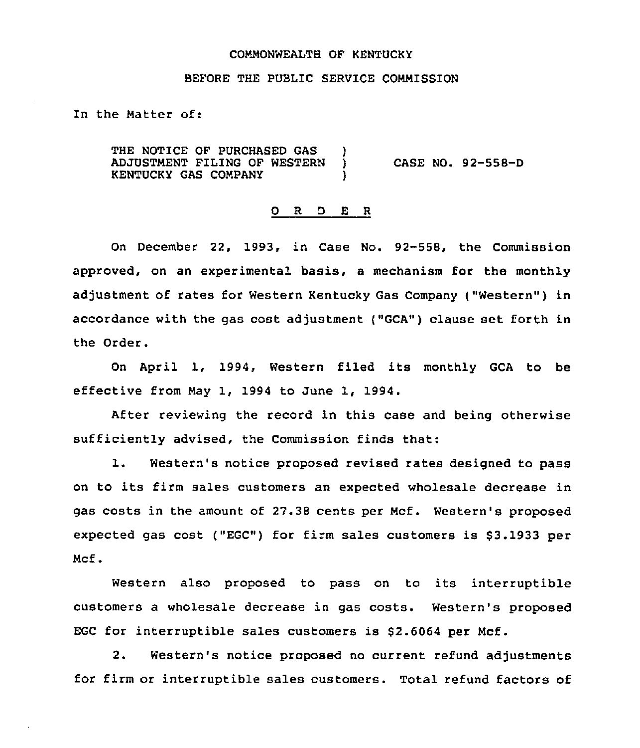COMMONWEALTH OF KENTUCKY

BEFORE THE PUBLIC SERVICE COMMISSION

In the Matter of:

THE NOTICE OF PURCHASED GAS ADJUSTMENT FILING OF WESTERN KENTUCKY GAS COMPANY ) CASE NO. 92-558-D

O R D E R

On December 22, 1993, in Case No. 92-558, the Commission approved, on an experimental basis, a mechanism for the monthly adjustment of rates for Western Kentucky Gas Company ("Western") in accordance with the gas cost adjustment ("GCA") clause set forth in the Order.

On April 1, 1994, Western filed its monthly GCA to be effective from May 1, 1994 to June 1, 1994.

After reviewing the record in this case and being otherwise sufficiently advised, the Commission finds that:

1. Western's notice proposed revised rates designed to pass on to its firm sales customers an expected wholesale decrease in gas costs in the amount of 27.38 cents per Mcf. Western's proposed expected gas cost ("EGC") for firm sales customers is $3.1933 per Mcf.

Western also proposed to pass on to its interruptible customers a wholesale decrease in gas costs. Western's proposed EGC for interruptible sales customers is $2.6064 per Mcf.

2. Western's notice proposed no current refund adjustments for firm or interruptible sales customers. Total refund factors of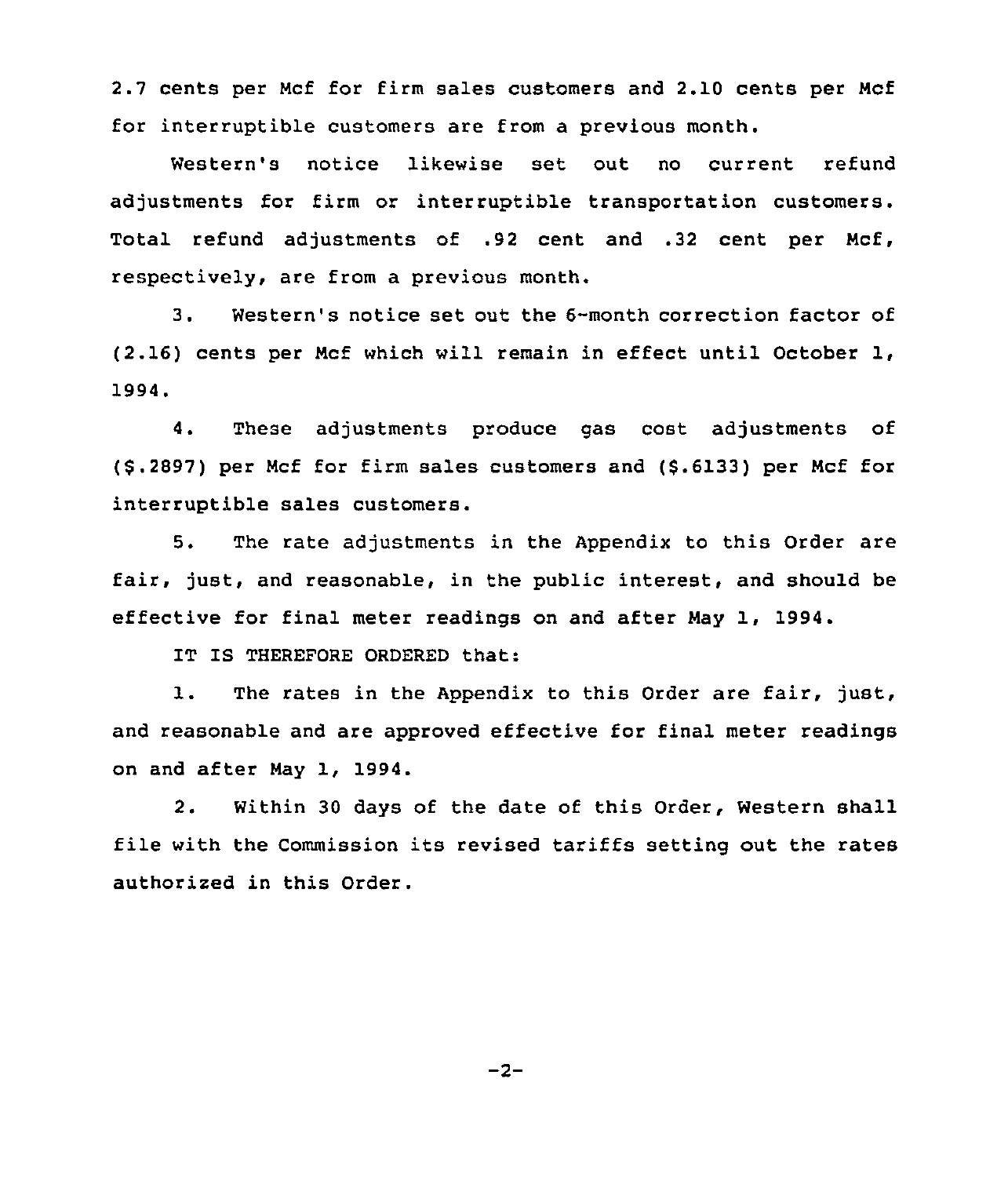2.7 cents per Mcf for firm sales customers and 2.10 cents per Mcf for interruptible customers are from a previous month.

Western's notice likewise set out no current refund adjustments for firm or interruptible transportation customers. Total refund adjustments of .92 cent and .32 cent per Mcf, respectively, are from a previous month.

3. Western's notice set out the 6-month correction factor of (2.16) cents per Mcf which will remain in effect until October 1, 1994.

4. These adjustments produce gas cost adjustments of ($.2897) per Mcf for firm sales customers and ($.6133) per Mcf for interruptible sales customers.

5. The rate adjustments in the Appendix to this Order are fair, just, and reasonable, in the public interest, and should be effective for final meter readings on and after May 1, 1994.

IT IS THEREFORE ORDERED that:

1. The rates in the Appendix to this Order are fair, just, and reasonable and are approved effective for final meter readings on and after May 1, 1994.

2. Within 30 days of the date of this Order, Western shall file with the Commission its revised tariffs setting out the rates authorized in this Order.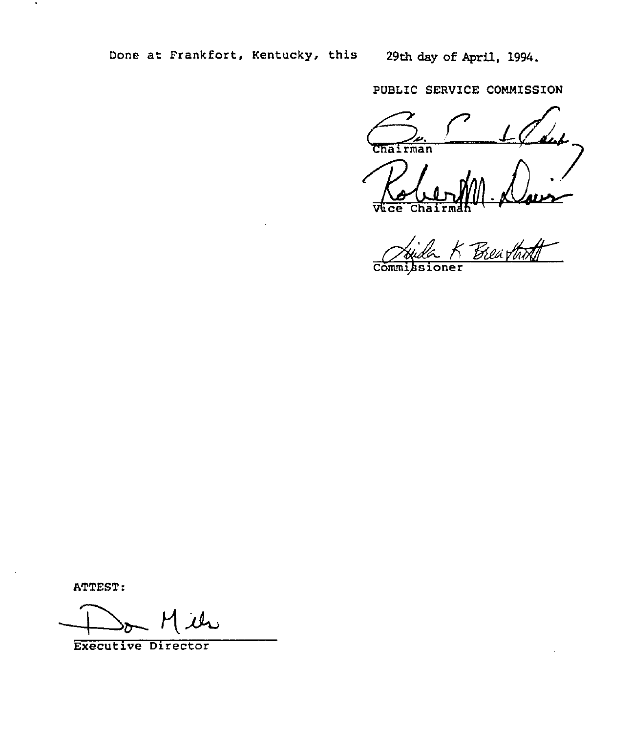Done at Frankfort, Kentucky, this 29th day of April, 1994.

PUBLIC SERVICE COMMISSION

Chairman

Vice Chairman

Commissioner

ATTEST:

Executive Director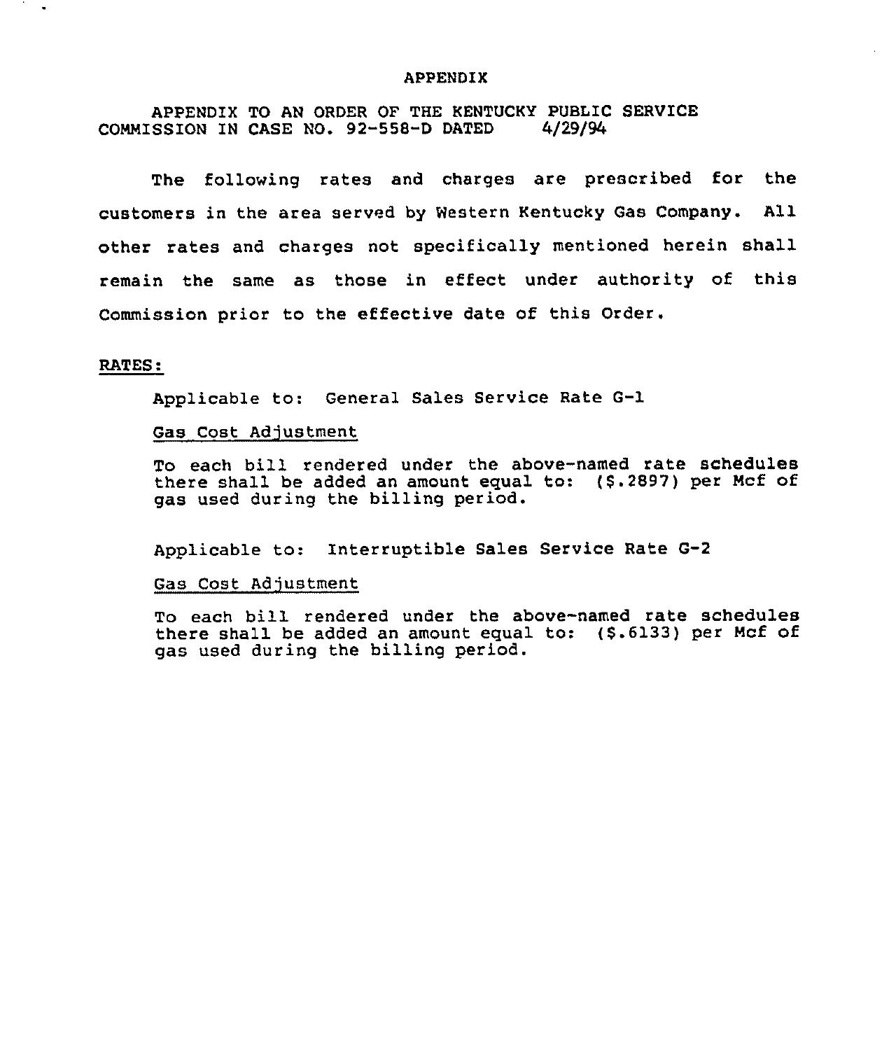# APPENDIX

APPENDIX TO AN ORDER OF THE KENTUCKY PUBLIC SERVICE COMMISSION IN CASE NO. 92-558-D DATED 4/29/94

The following rates and charges are prescribed for the customers in the area served by Western Kentucky Gas Company. All other rates and charges not specifically mentioned herein shall remain the same as those in effect under authority of this Commission prior to the effective date of this Order.

RATES:

Applicable to: General Sales Service Rate G-1

Gas Cost Adjustment

To each bill rendered under the above-named rate schedules there shall be added an amount equal to: ($.2897) per Mcf of gas used during the billing period.

Applicable to: Interruptible Sales Service Rate G-2

Gas Cost Adjustment

To each bill rendered under the above-named rate schedules there shall be added an amount equal to: ($.6133) per Mcf of gas used during the billing period.